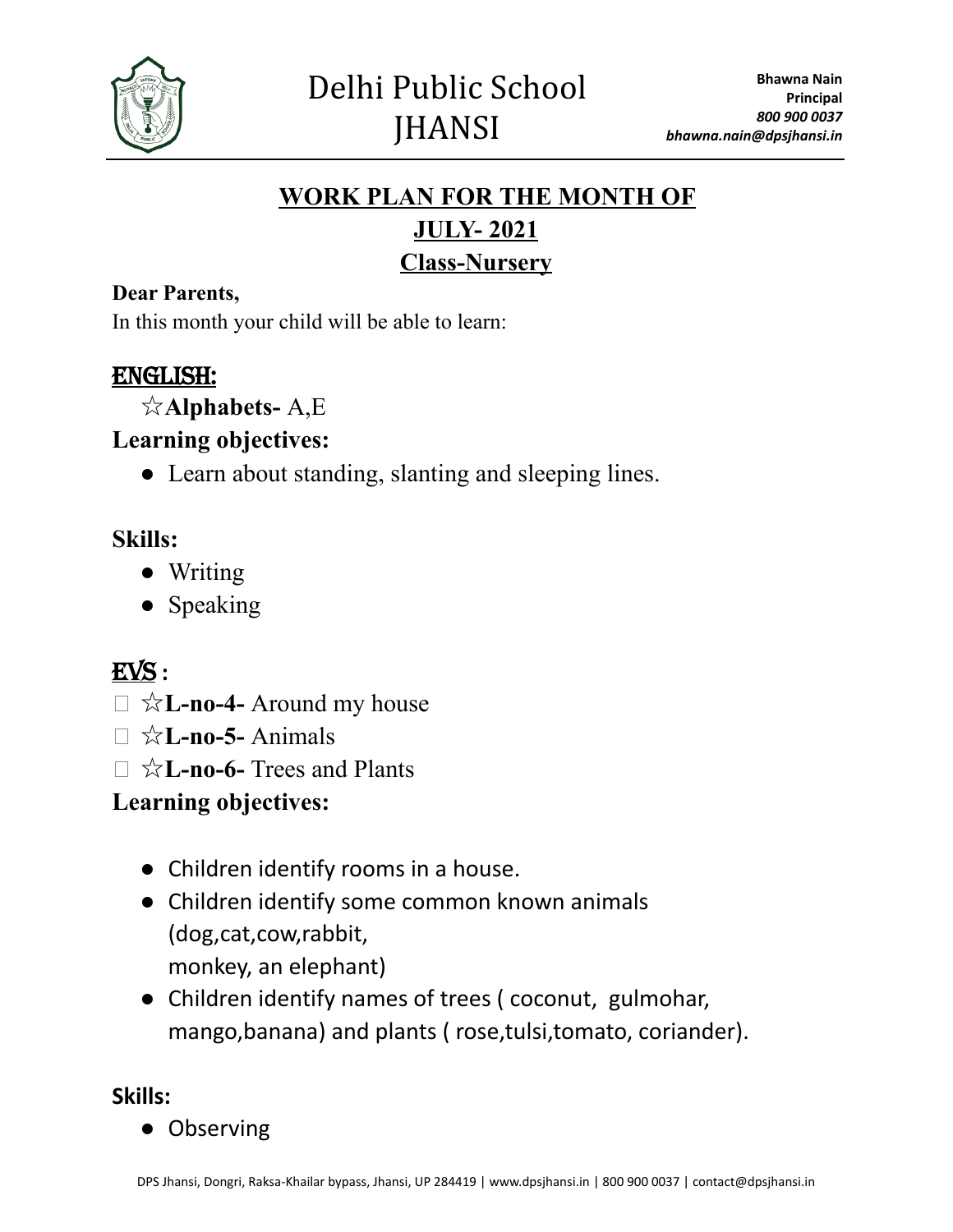# Delhi Public School JHANSI

**Bhawna Nain**
**Principal**
*800 900 0037*
*bhawna.nain@dpsjhansi.in*

## WORK PLAN FOR THE MONTH OF JULY- 2021

## Class-Nursery

**Dear Parents,**

In this month your child will be able to learn:

### ENGLISH:

☆**Alphabets-** A,E

**Learning objectives:**

- Learn about standing, slanting and sleeping lines.

**Skills:**

- Writing
- Speaking

### EVS :

- ☆**L-no-4-** Around my house
- ☆**L-no-5-** Animals
- ☆**L-no-6-** Trees and Plants

**Learning objectives:**

- Children identify rooms in a house.
- Children identify some common known animals (dog,cat,cow,rabbit, monkey, an elephant)
- Children identify names of trees ( coconut, gulmohar, mango,banana) and plants ( rose,tulsi,tomato, coriander).

**Skills:**

- Observing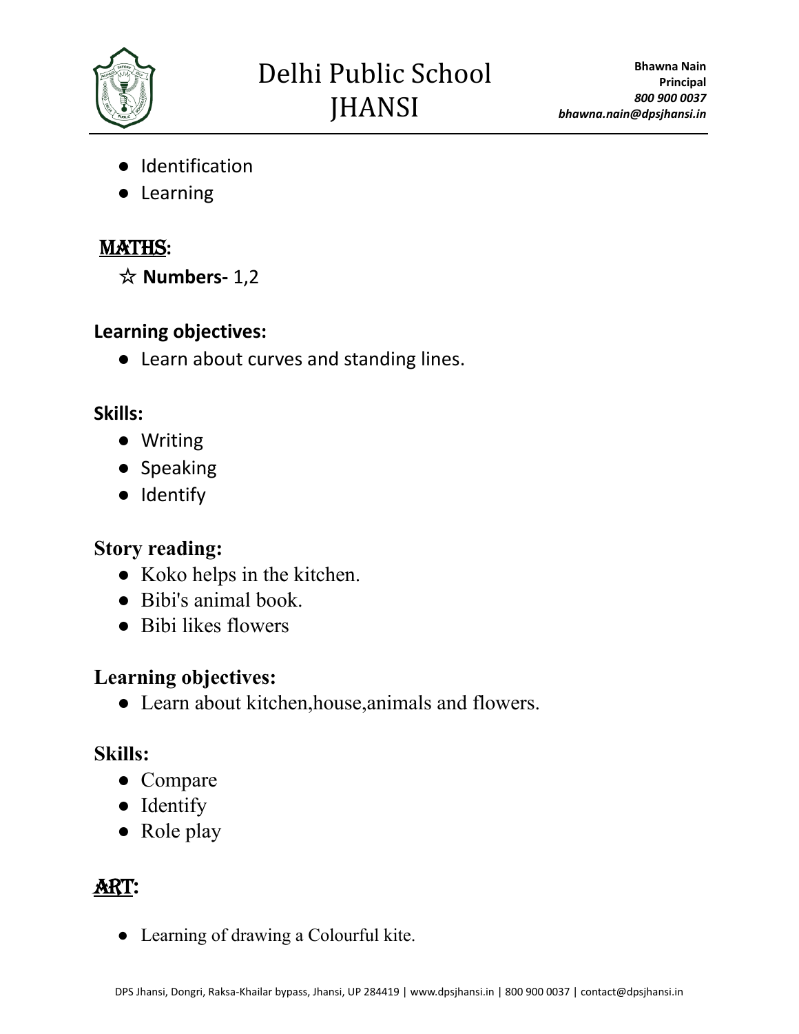- Identification
- Learning

## MATHS:

☆ **Numbers-** 1,2

**Learning objectives:**

- Learn about curves and standing lines.

**Skills:**

- Writing
- Speaking
- Identify

**Story reading:**

- Koko helps in the kitchen.
- Bibi's animal book.
- Bibi likes flowers

**Learning objectives:**

- Learn about kitchen,house,animals and flowers.

**Skills:**

- Compare
- Identify
- Role play

## ART:

- Learning of drawing a Colourful kite.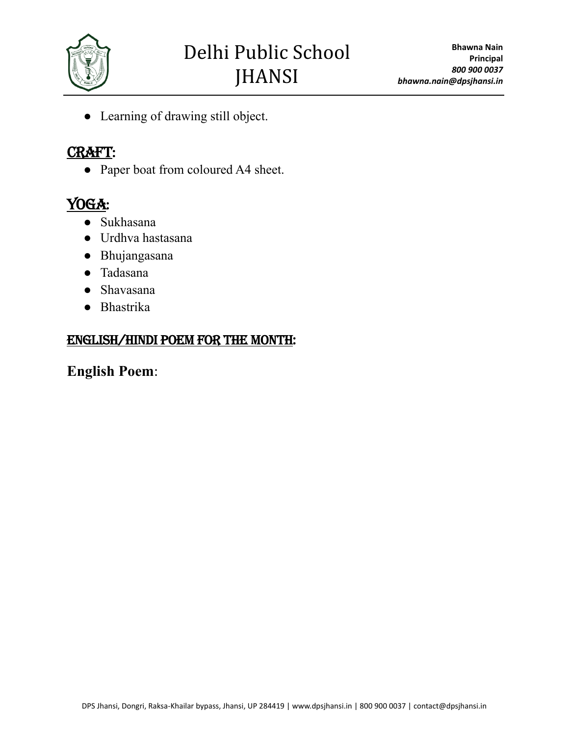- Learning of drawing still object.

## CRAFT:

- Paper boat from coloured A4 sheet.

## YOGA:

- Sukhasana
- Urdhva hastasana
- Bhujangasana
- Tadasana
- Shavasana
- Bhastrika

## ENGLISH/HINDI POEM FOR THE MONTH:

**English Poem**: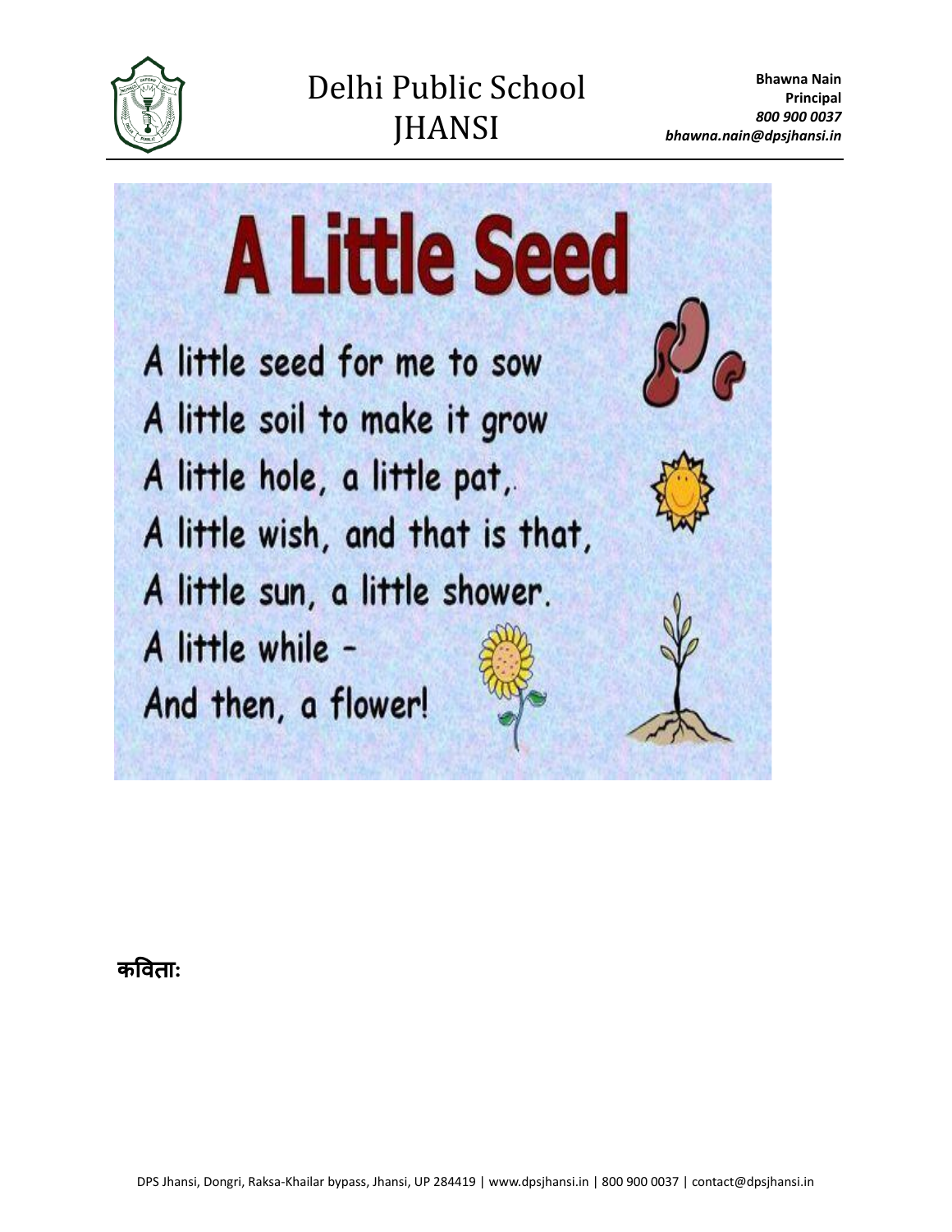# A Little Seed

A little seed for me to sow
A little soil to make it grow
A little hole, a little pat,.
A little wish, and that is that,
A little sun, a little shower.
A little while -
And then, a flower!

**कविताः**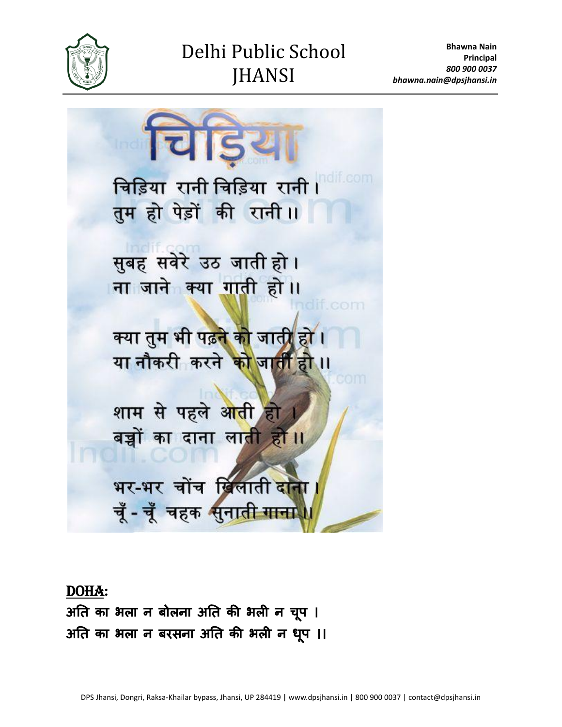# चिड़िया

चिड़िया रानी चिड़िया रानी।
तुम हो पेड़ों की रानी।।

सुबह सवेरे उठ जाती हो।
ना जाने क्या गाती हो।।

क्या तुम भी पढ़ने को जाती हो।
या नौकरी करने को जाती हो।।

शाम से पहले आती हो।
बच्चों का दाना लाती हो।।

भर-भर चोंच खिलाती दाना।
चूँ - चूँ चहक सुनाती गाना।।

**DOHA:**

अति का भला न बोलना अति की भली न चूप ।
अति का भला न बरसना अति की भली न धूप ।।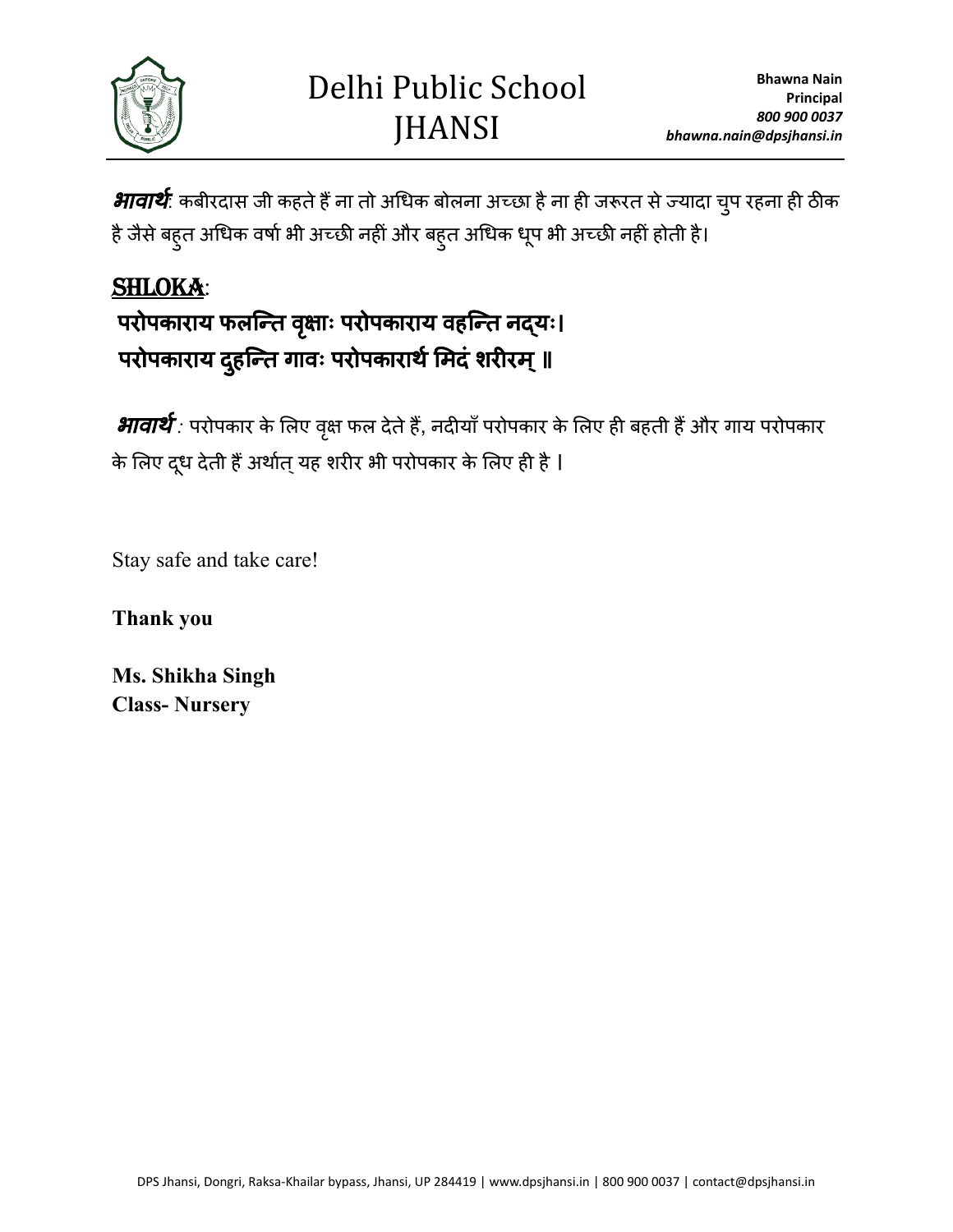***भावार्थ***: कबीरदास जी कहते हैं ना तो अधिक बोलना अच्छा है ना ही जरूरत से ज्यादा चुप रहना ही ठीक है जैसे बहुत अधिक वर्षा भी अच्छी नहीं और बहुत अधिक धूप भी अच्छी नहीं होती है।

**SHLOKA**:

**परोपकाराय फलन्ति वृक्षाः परोपकाराय वहन्ति नद्यः।**
**परोपकाराय दुहन्ति गावः परोपकारार्थ मिदं शरीरम् ॥**

***भावार्थ*** : परोपकार के लिए वृक्ष फल देते हैं, नदीयाँ परोपकार के लिए ही बहती हैं और गाय परोपकार के लिए दूध देती हैं अर्थात् यह शरीर भी परोपकार के लिए ही है ।

Stay safe and take care!

**Thank you**

**Ms. Shikha Singh**
**Class- Nursery**